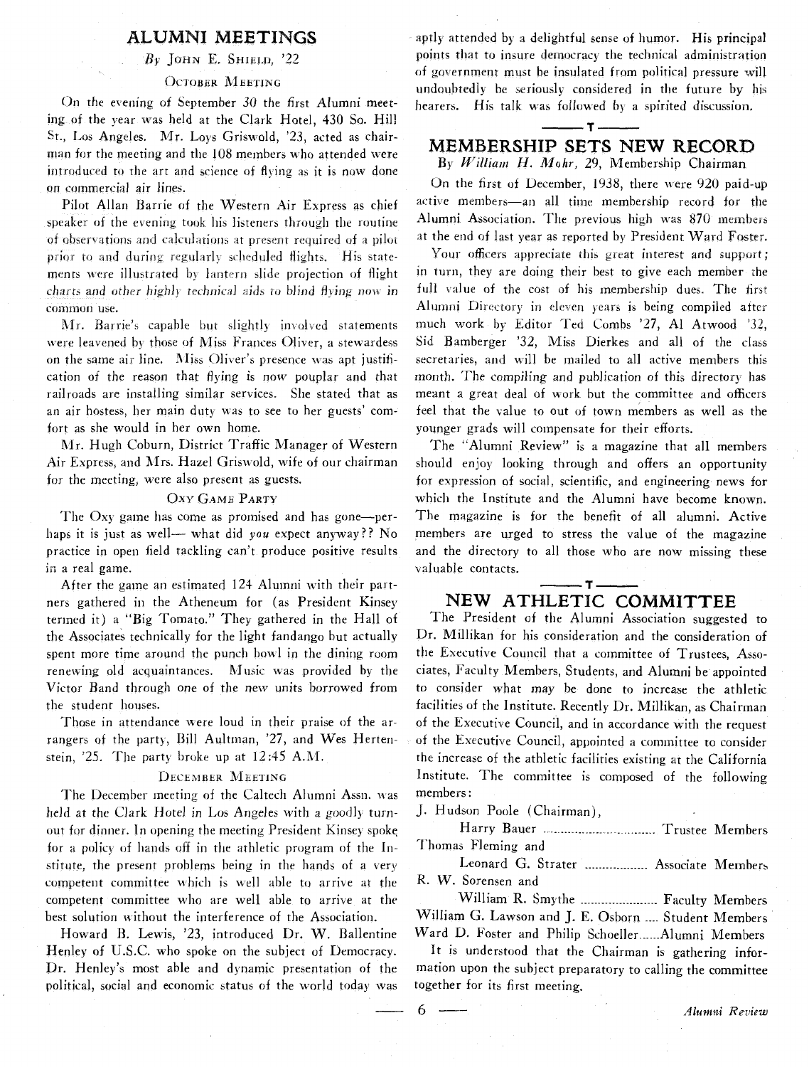## ALUMNI MEETINGS

*By* John E. Shield, '22

### October Meeting

On the evening of September 30 the first Alumni meeting of the year was held at the Clark Hotel, 430 So. Hill St., Los Angeles. Mr. Loys Griswold, '23, acted as chairman for the meeting and the 108 members who attended were introduced to the art and science of flying as it is now done on commercial air lines.

Pilot Allan Barrie of the Western Air Express as chief speaker of the evening took his listeners through the routine of observations and calculations at present required of a pilot prior to and during regularly scheduled flights. His statements were illustrated by lantern slide projection of flight charts and other highly technical aids to blind flying now in common use.

Mr. Barrie's capable but slightly involved statements were leavened by those of Miss Frances Oliver, a stewardess on the same air line. Miss Oliver's presence was apt justification of the reason that flying is now pouplar and that railroads are installing similar services. She stated that as an air hostess, her main duty was to see to her guests' comfort as she would in her own home.

Mr. Hugh Coburn, District Traffic Manager of Western Air Express, and Mrs. Hazel Griswold, wife of our chairman for the meeting, were also present as guests.

### Oxy Game Party

The Oxy game has come as promised and has gone—perhaps it is just as well— what did *you* expect anyway?? No practice in open field tackling can't produce positive results in a real game.

After the game an estimated 124 Alumni with their partners gathered in the Atheneum for (as President Kinsey termed it) a "Big Tomato." They gathered in the Hall of the Associates technically for the light fandango but actually spent more time around the punch bowl in the dining room renewing old acquaintances. Music was provided by the Victor Band through one of the new units borrowed from the student houses.

Those in attendance were loud in their praise of the arrangers of the party, Bill Aultman, '27, and Wes Hertenstein, '25. The party broke up at 12:45 A.M.

### December Meeting

The December meeting of the Caltech Alumni Assn. was held at the Clark Hotel in Los Angeles with a goodly turnout for dinner. In opening the meeting President Kinsey spoke for a policy of hands off in the athletic program of the Institute, the present problems being in the hands of a very competent committee which is well able to arrive at the competent committee who are well able to arrive at the best solution without the interference of the Association.

Howard B. Lewis, '23, introduced Dr. W. Ballentine Henley of U.S.C. who spoke on the subject of Democracy. Dr. Henley's most able and dynamic presentation of the political, social and economic status of the world today was aptly attended by a delightful sense of humor. His principal points that to insure democracy the technical administration of government must be insulated from political pressure will undoubtedly be seriously considered in the future by his hearers. His talk was followed by a spirited discussion.

## MEMBERSHIP SETS NEW RECORD

By *William H. Mohr*, 29, Membership Chairman

On the first of December, 1938, there were 920 paid-up active members—an all time membership record for the Alumni Association. The previous high was 870 members at the end of last year as reported by President Ward Foster.

Your officers appreciate this great interest and support; in turn, they are doing their best to give each member the full value of the cost of his membership dues. The first Alumni Directory in eleven years is being compiled after much work by Editor Ted Combs '27, Al Atwood '32, Sid Bamberger '32, Miss Dierkes and all of the class secretaries, and will be mailed to all active members this month. The compiling and publication of this directory has meant a great deal of work but the committee and officers feel that the value to out of town members as well as the younger grads will compensate for their efforts.

The "Alumni Review" is a magazine that all members should enjoy looking through and offers an opportunity for expression of social, scientific, and engineering news for which the Institute and the Alumni have become known. The magazine is for the benefit of all alumni. Active members are urged to stress the value of the magazine and the directory to all those who are now missing these valuable contacts.

## NEW ATHLETIC COMMITTEE

The President of the Alumni Association suggested to Dr. Millikan for his consideration and the consideration of the Executive Council that a committee of Trustees, Associates, Faculty Members, Students, and Alumni be appointed to consider what may be done to increase the athletic facilities of the Institute. Recently Dr. Millikan, as Chairman of the Executive Council, and in accordance with the request of the Executive Council, appointed a committee to consider the increase of the athletic facilities existing at the California Institute. The committee is composed of the following members:

J. Hudson Poole (Chairman),
Harry Bauer .................... Trustee Members
Thomas Fleming and
Leonard G. Strater .................. Associate Members
R. W. Sorensen and
William R. Smythe ...................... Faculty Members
William G. Lawson and J. E. Osborn .... Student Members
Ward D. Foster and Philip Schoeller......Alumni Members

It is understood that the Chairman is gathering information upon the subject preparatory to calling the committee together for its first meeting.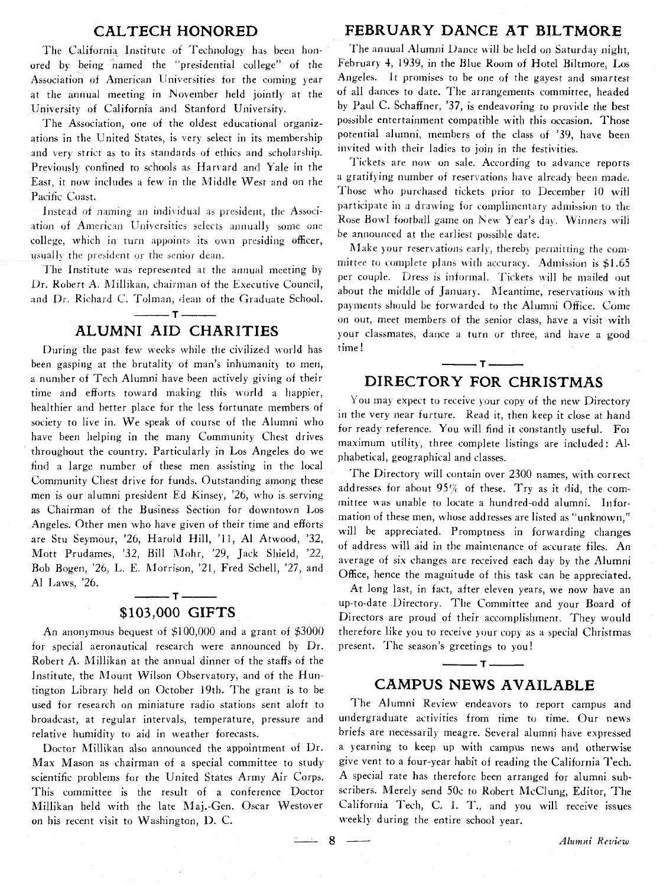## CALTECH HONORED

The California Institute of Technology has been honored by being named the "presidential college" of the Association of American Universities for the coming year at the annual meeting in November held jointly at the University of California and Stanford University.

The Association, one of the oldest educational organizations in the United States, is very select in its membership and very strict as to its standards of ethics and scholarship. Previously confined to schools as Harvard and Yale in the East, it now includes a few in the Middle West and on the Pacific Coast.

Instead of naming an individual as president, the Association of American Universities selects annually some one college, which in turn appoints its own presiding officer, usually the president or the senior dean.

The Institute was represented at the annual meeting by Dr. Robert A. Millikan, chairman of the Executive Council, and Dr. Richard C. Tolman, dean of the Graduate School.

## ALUMNI AID CHARITIES

During the past few weeks while the civilized world has been gasping at the brutality of man's inhumanity to men, a number of Tech Alumni have been actively giving of their time and efforts toward making this world a happier, healthier and better place for the less fortunate members of society to live in. We speak of course of the Alumni who have been helping in the many Community Chest drives throughout the country. Particularly in Los Angeles do we find a large number of these men assisting in the local Community Chest drive for funds. Outstanding among these men is our alumni president Ed Kinsey, '26, who is serving as Chairman of the Business Section for downtown Los Angeles. Other men who have given of their time and efforts are Stu Seymour, '26, Harold Hill, '11, Al Atwood, '32, Mott Prudames, '32, Bill Mohr, '29, Jack Shield, '22, Bob Bogen, '26, L. E. Morrison, '21, Fred Schell, '27, and Al Laws, '26.

## $103,000 GIFTS

An anonymous bequest of $100,000 and a grant of $3000 for special aeronautical research were announced by Dr. Robert A. Millikan at the annual dinner of the staffs of the Institute, the Mount Wilson Observatory, and of the Huntington Library held on October 19th. The grant is to be used for research on miniature radio stations sent aloft to broadcast, at regular intervals, temperature, pressure and relative humidity to aid in weather forecasts.

Doctor Millikan also announced the appointment of Dr. Max Mason as chairman of a special committee to study scientific problems for the United States Army Air Corps. This committee is the result of a conference Doctor Millikan held with the late Maj.-Gen. Oscar Westover on his recent visit to Washington, D. C.

## FEBRUARY DANCE AT BILTMORE

The anuual Alumni Dance will be held on Saturday night, February 4, 1939, in the Blue Room of Hotel Biltmore, Los Angeles. It promises to be one of the gayest and smartest of all dances to date. The arrangements committee, headed by Paul C. Schaffner, '37, is endeavoring to provide the best possible entertainment compatible with this occasion. Those potential alumni, members of the class of '39, have been invited with their ladies to join in the festivities.

Tickets are now on sale. According to advance reports a gratifying number of reservations have already been made. Those who purchased tickets prior to December 10 will participate in a drawing for complimentary admission to the Rose Bowl football game on New Year's day. Winners will be announced at the earliest possible date.

Make your reservations early, thereby permitting the committee to complete plans with accuracy. Admission is $1.65 per couple. Dress is informal. Tickets will be mailed out about the middle of January. Meantime, reservations with payments should be forwarded to the Alumni Office. Come on out, meet members of the senior class, have a visit with your classmates, dance a turn or three, and have a good time!

## DIRECTORY FOR CHRISTMAS

You may expect to receive your copy of the new Directory in the very near furture. Read it, then keep it close at hand for ready reference. You will find it constantly useful. Foı maximum utility, three complete listings are included: Alphabetical, geographical and classes.

The Directory will contain over 2300 names, with correct addresses for about 95% of these. Try as it did, the committee was unable to locate a hundred-odd alumni. Information of these men, whose addresses are listed as "unknown," will be appreciated. Promptness in forwarding changes of address will aid in the maintenance of accurate files. An average of six changes are received each day by the Alumni Office, hence the magnitude of this task can be appreciated.

At long last, in fact, after eleven years, we now have an up-to-date Directory. The Committee and your Board of Directors are proud of their accomplishment. They would therefore like you to receive your copy as a special Christmas present. The season's greetings to you!

## CAMPUS NEWS AVAILABLE

The Alumni Review endeavors to report campus and undergraduate activities from time to time. Our news briefs are necessarily meagre. Several alumni have expressed a yearning to keep up with campus news and otherwise give vent to a four-year habit of reading the California Tech. A special rate has therefore been arranged for alumni subscribers. Merely send 50c to Robert McClung, Editor, The California Tech, C. I. T., and you will receive issues weekly during the entire school year.